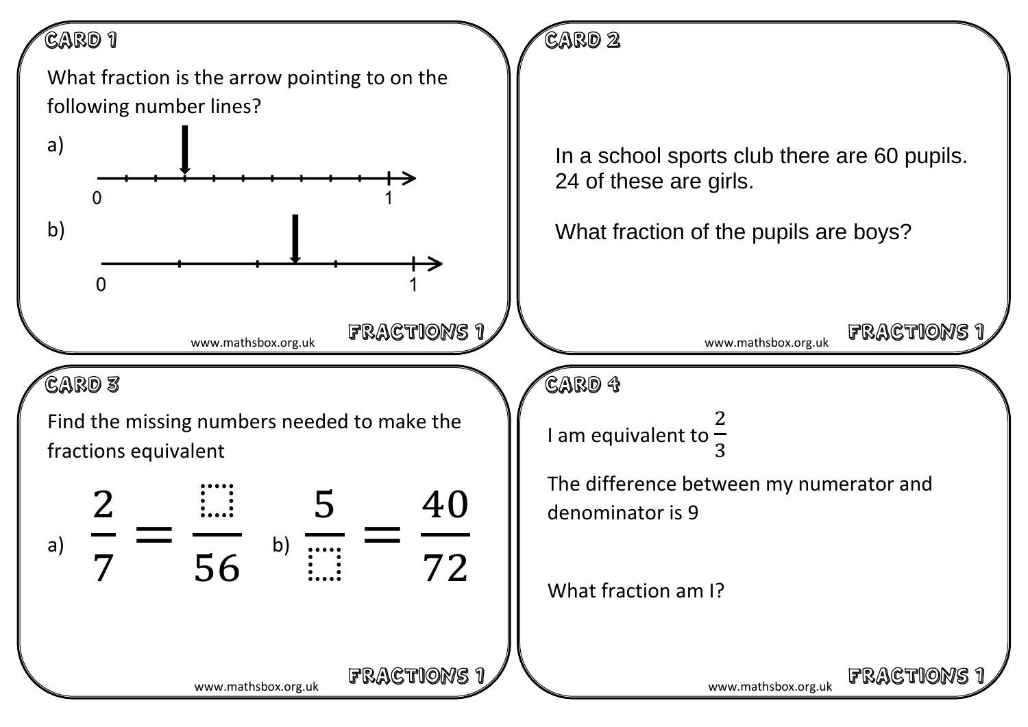## CARD 1

What fraction is the arrow pointing to on the following number lines?

a)

0 1

b)

0 1

FRACTIONS 1

www.mathsbox.org.uk

## CARD 2

In a school sports club there are 60 pupils. 24 of these are girls.

What fraction of the pupils are boys?

FRACTIONS 1

www.mathsbox.org.uk

## CARD 3

Find the missing numbers needed to make the fractions equivalent

a) $\frac{2}{7} = \frac{\square}{56}$ b) $\frac{5}{\square} = \frac{40}{72}$

FRACTIONS 1

www.mathsbox.org.uk

## CARD 4

I am equivalent to $\frac{2}{3}$

The difference between my numerator and denominator is 9

What fraction am I?

FRACTIONS 1

www.mathsbox.org.uk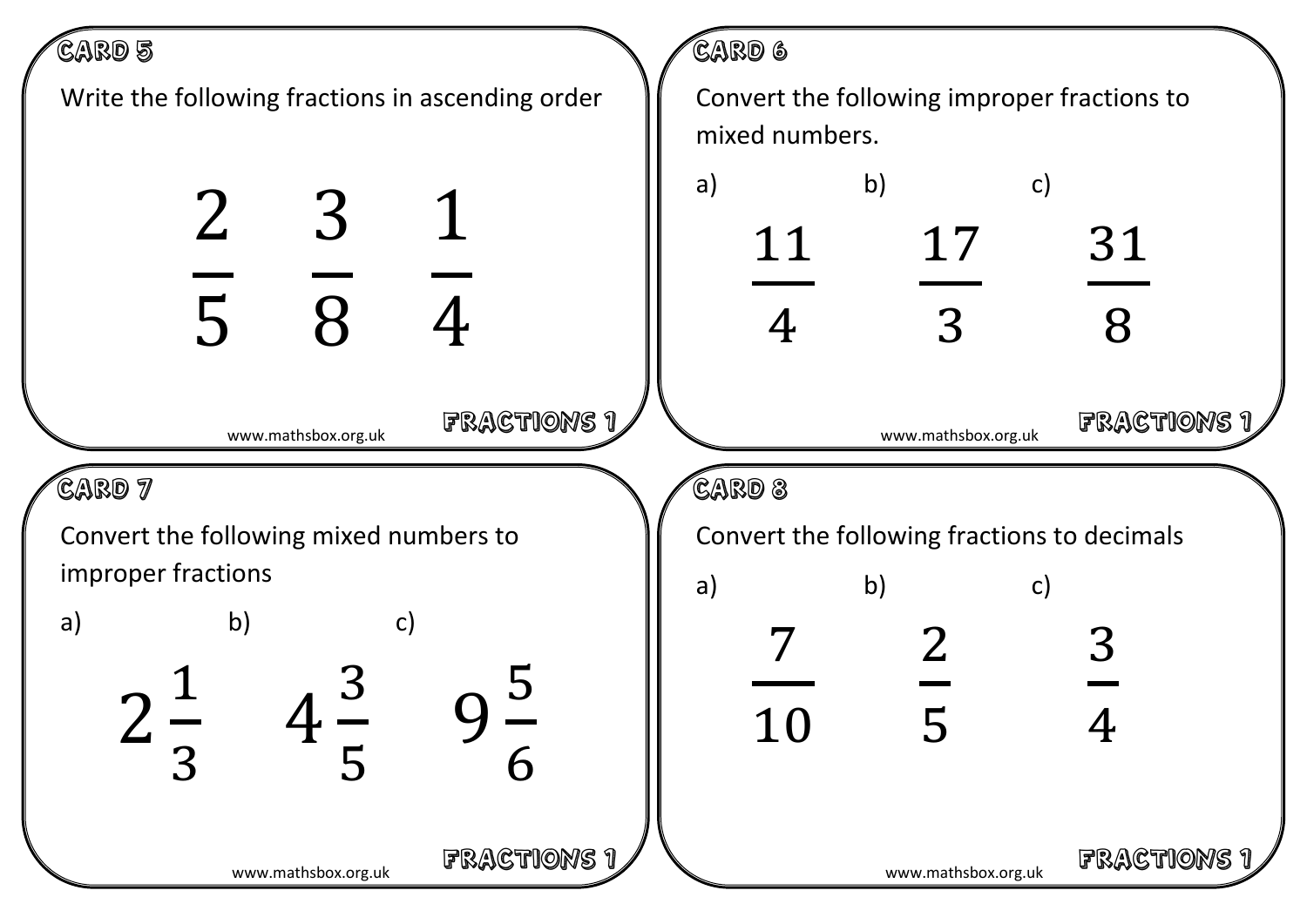## CARD 5

Write the following fractions in ascending order

$$\frac{2}{5} \quad \frac{3}{8} \quad \frac{1}{4}$$

www.mathsbox.org.uk

FRACTIONS 1

## CARD 6

Convert the following improper fractions to mixed numbers.

a) $\frac{11}{4}$

b) $\frac{17}{3}$

c) $\frac{31}{8}$

www.mathsbox.org.uk

FRACTIONS 1

## CARD 7

Convert the following mixed numbers to improper fractions

a) $2\frac{1}{3}$

b) $4\frac{3}{5}$

c) $9\frac{5}{6}$

www.mathsbox.org.uk

FRACTIONS 1

## CARD 8

Convert the following fractions to decimals

a) $\frac{7}{10}$

b) $\frac{2}{5}$

c) $\frac{3}{4}$

www.mathsbox.org.uk

FRACTIONS 1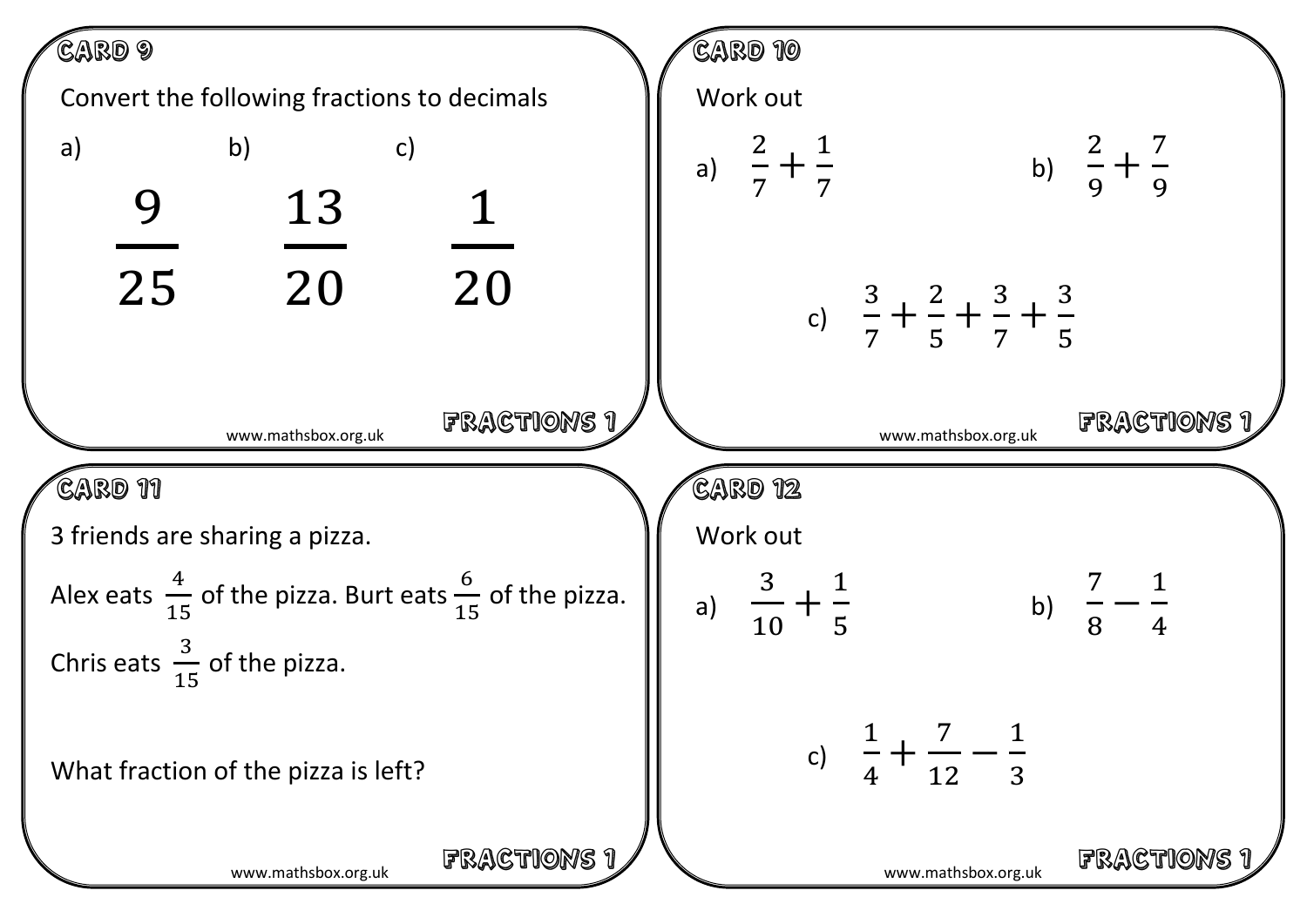## CARD 9

Convert the following fractions to decimals

a) $\frac{9}{25}$

b) $\frac{13}{20}$

c) $\frac{1}{20}$

FRACTIONS 1

www.mathsbox.org.uk

## CARD 10

Work out

a) $\frac{2}{7} + \frac{1}{7}$

b) $\frac{2}{9} + \frac{7}{9}$

c) $\frac{3}{7} + \frac{2}{5} + \frac{3}{7} + \frac{3}{5}$

FRACTIONS 1

www.mathsbox.org.uk

## CARD 11

3 friends are sharing a pizza.

Alex eats $\frac{4}{15}$ of the pizza. Burt eats $\frac{6}{15}$ of the pizza.

Chris eats $\frac{3}{15}$ of the pizza.

What fraction of the pizza is left?

FRACTIONS 1

www.mathsbox.org.uk

## CARD 12

Work out

a) $\frac{3}{10} + \frac{1}{5}$

b) $\frac{7}{8} - \frac{1}{4}$

c) $\frac{1}{4} + \frac{7}{12} - \frac{1}{3}$

FRACTIONS 1

www.mathsbox.org.uk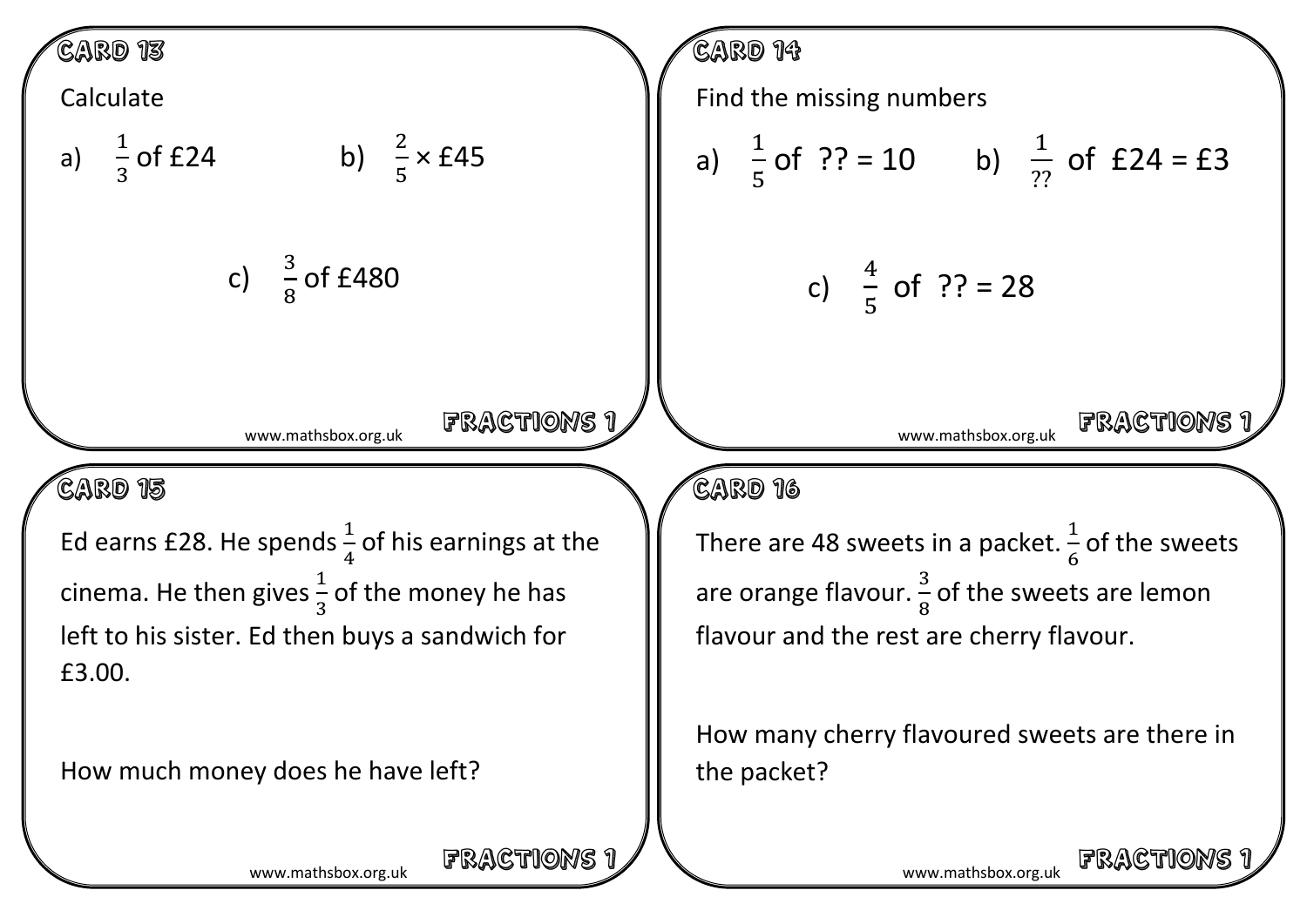## CARD 13

Calculate

a) $\frac{1}{3}$ of £24

b) $\frac{2}{5} \times$ £45

c) $\frac{3}{8}$ of £480

www.mathsbox.org.uk **FRACTIONS 1**

## CARD 14

Find the missing numbers

a) $\frac{1}{5}$ of ?? = 10

b) $\frac{1}{??}$ of £24 = £3

c) $\frac{4}{5}$ of ?? = 28

www.mathsbox.org.uk **FRACTIONS 1**

## CARD 15

Ed earns £28. He spends $\frac{1}{4}$ of his earnings at the cinema. He then gives $\frac{1}{3}$ of the money he has left to his sister. Ed then buys a sandwich for £3.00.

How much money does he have left?

www.mathsbox.org.uk **FRACTIONS 1**

## CARD 16

There are 48 sweets in a packet. $\frac{1}{6}$ of the sweets are orange flavour. $\frac{3}{8}$ of the sweets are lemon flavour and the rest are cherry flavour.

How many cherry flavoured sweets are there in the packet?

www.mathsbox.org.uk **FRACTIONS 1**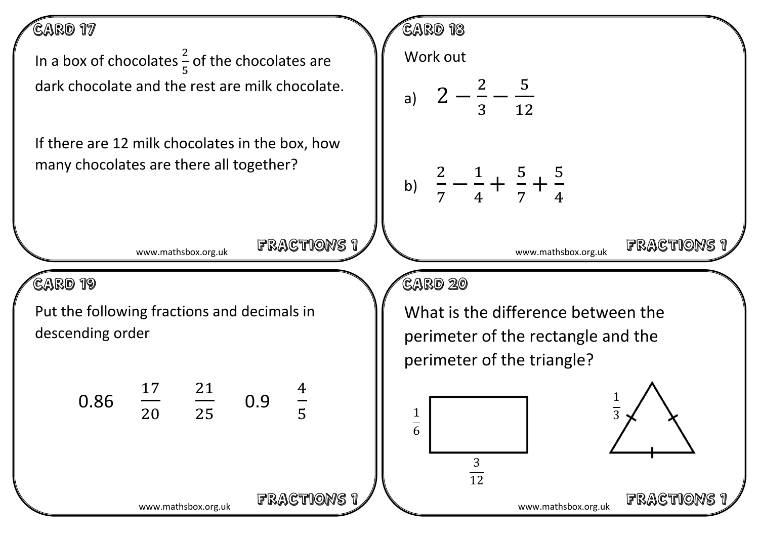## CARD 17

In a box of chocolates $\frac{2}{5}$ of the chocolates are dark chocolate and the rest are milk chocolate.

If there are 12 milk chocolates in the box, how many chocolates are there all together?

www.mathsbox.org.uk FRACTIONS 1

## CARD 18

Work out

a) $2 - \frac{2}{3} - \frac{5}{12}$

b) $\frac{2}{7} - \frac{1}{4} + \frac{5}{7} + \frac{5}{4}$

www.mathsbox.org.uk FRACTIONS 1

## CARD 19

Put the following fractions and decimals in descending order

$0.86 \quad \frac{17}{20} \quad \frac{21}{25} \quad 0.9 \quad \frac{4}{5}$

www.mathsbox.org.uk FRACTIONS 1

## CARD 20

What is the difference between the perimeter of the rectangle and the perimeter of the triangle?

$\frac{1}{6}$

$\frac{3}{12}$

$\frac{1}{3}$

www.mathsbox.org.uk FRACTIONS 1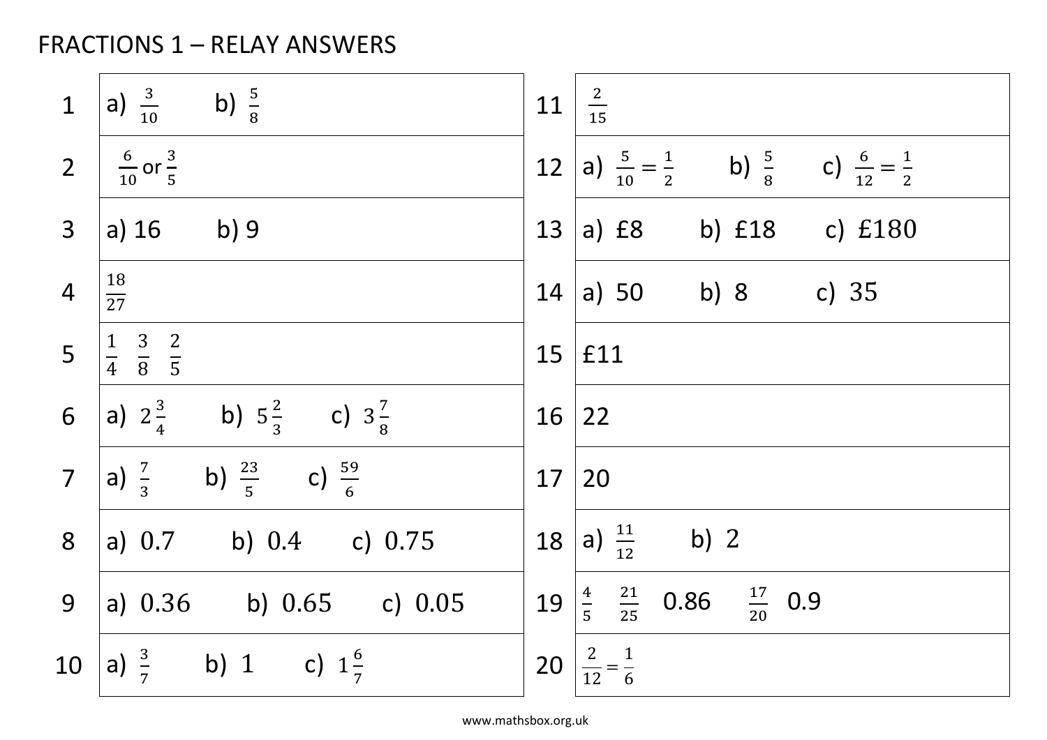# FRACTIONS 1 – RELAY ANSWERS

| | | | |
|---|---|---|---|
| 1 | a) $\frac{3}{10}$ b) $\frac{5}{8}$ | 11 | $\frac{2}{15}$ |
| 2 | $\frac{6}{10}$ or $\frac{3}{5}$ | 12 | a) $\frac{5}{10} = \frac{1}{2}$ b) $\frac{5}{8}$ c) $\frac{6}{12} = \frac{1}{2}$ |
| 3 | a) 16 b) 9 | 13 | a) £8 b) £18 c) £180 |
| 4 | $\frac{18}{27}$ | 14 | a) 50 b) 8 c) 35 |
| 5 | $\frac{1}{4}$ $\frac{3}{8}$ $\frac{2}{5}$ | 15 | £11 |
| 6 | a) $2\frac{3}{4}$ b) $5\frac{2}{3}$ c) $3\frac{7}{8}$ | 16 | 22 |
| 7 | a) $\frac{7}{3}$ b) $\frac{23}{5}$ c) $\frac{59}{6}$ | 17 | 20 |
| 8 | a) 0.7 b) 0.4 c) 0.75 | 18 | a) $\frac{11}{12}$ b) 2 |
| 9 | a) 0.36 b) 0.65 c) 0.05 | 19 | $\frac{4}{5}$ $\frac{21}{25}$ 0.86 $\frac{17}{20}$ 0.9 |
| 10 | a) $\frac{3}{7}$ b) 1 c) $1\frac{6}{7}$ | 20 | $\frac{2}{12} = \frac{1}{6}$ |

www.mathsbox.org.uk